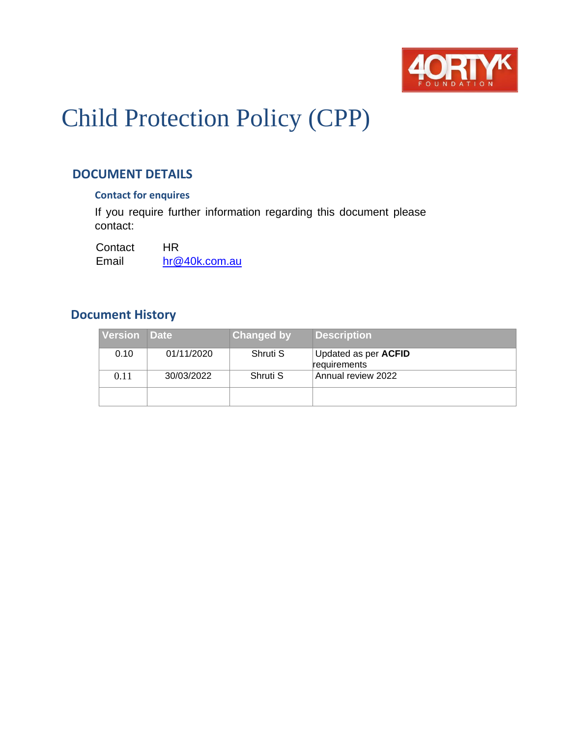# Child Protection Policy (CPP)

## DOCUMENT DETAILS

### Contact for enquires

If you require further information regarding this document please contact:

Contact HR
Email hr@40k.com.au

## Document History

| Version | Date | Changed by | Description |
|---|---|---|---|
| 0.10 | 01/11/2020 | Shruti S | Updated as per **ACFID** requirements |
| 0.11 | 30/03/2022 | Shruti S | Annual review 2022 |
| | | | |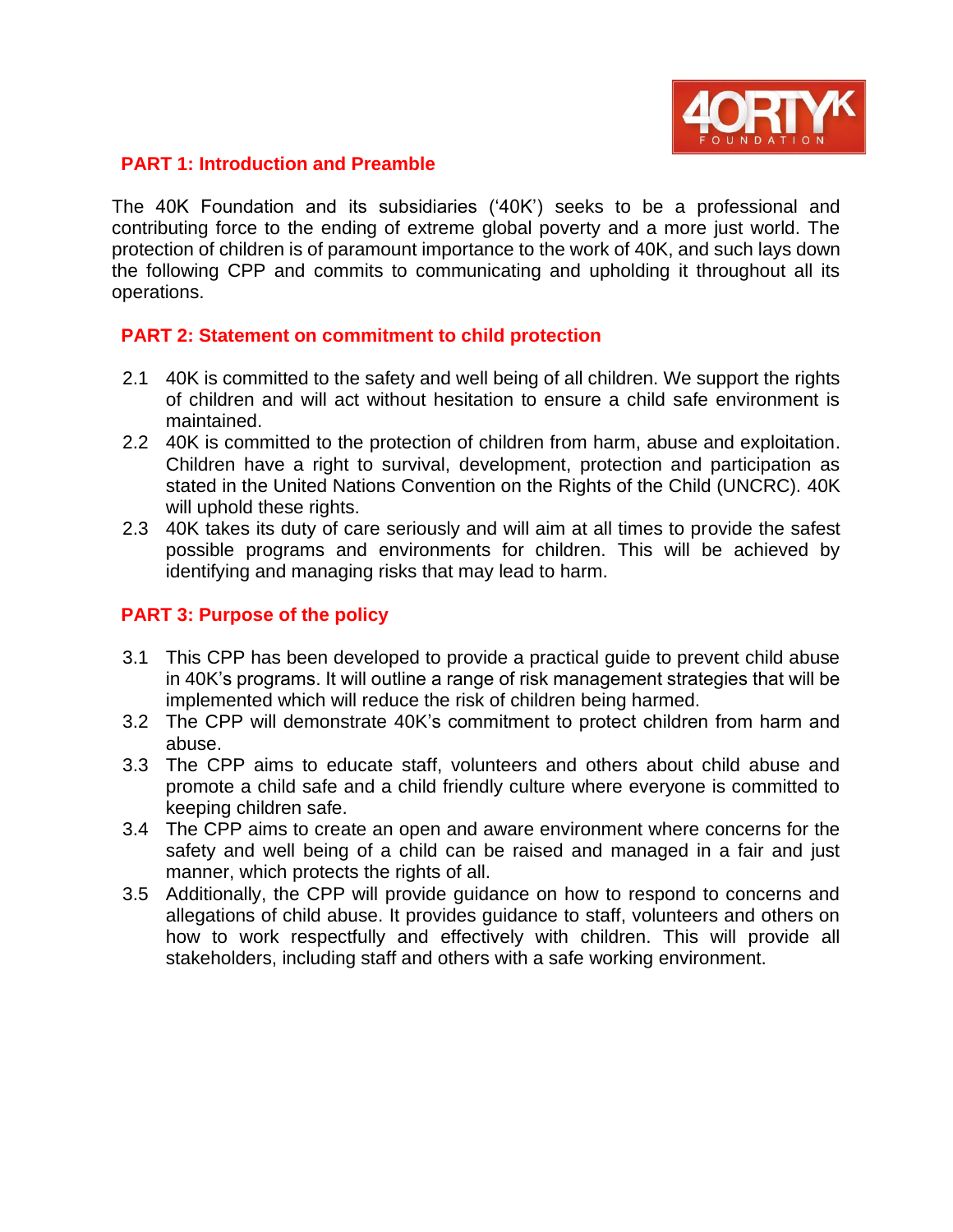## PART 1: Introduction and Preamble

The 40K Foundation and its subsidiaries ('40K') seeks to be a professional and contributing force to the ending of extreme global poverty and a more just world. The protection of children is of paramount importance to the work of 40K, and such lays down the following CPP and commits to communicating and upholding it throughout all its operations.

## PART 2: Statement on commitment to child protection

2.1 40K is committed to the safety and well being of all children. We support the rights of children and will act without hesitation to ensure a child safe environment is maintained.

2.2 40K is committed to the protection of children from harm, abuse and exploitation. Children have a right to survival, development, protection and participation as stated in the United Nations Convention on the Rights of the Child (UNCRC). 40K will uphold these rights.

2.3 40K takes its duty of care seriously and will aim at all times to provide the safest possible programs and environments for children. This will be achieved by identifying and managing risks that may lead to harm.

## PART 3: Purpose of the policy

3.1 This CPP has been developed to provide a practical guide to prevent child abuse in 40K's programs. It will outline a range of risk management strategies that will be implemented which will reduce the risk of children being harmed.

3.2 The CPP will demonstrate 40K's commitment to protect children from harm and abuse.

3.3 The CPP aims to educate staff, volunteers and others about child abuse and promote a child safe and a child friendly culture where everyone is committed to keeping children safe.

3.4 The CPP aims to create an open and aware environment where concerns for the safety and well being of a child can be raised and managed in a fair and just manner, which protects the rights of all.

3.5 Additionally, the CPP will provide guidance on how to respond to concerns and allegations of child abuse. It provides guidance to staff, volunteers and others on how to work respectfully and effectively with children. This will provide all stakeholders, including staff and others with a safe working environment.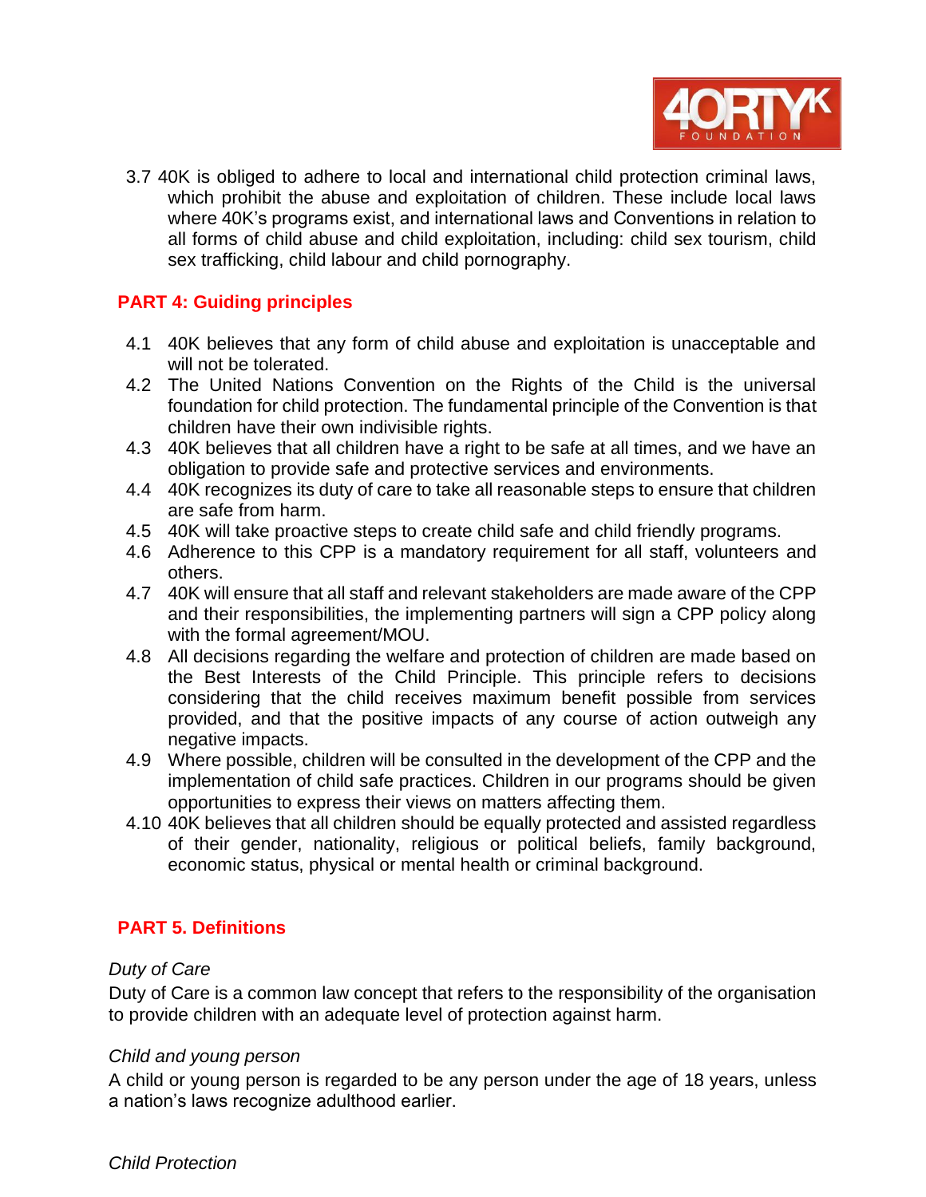3.7 40K is obliged to adhere to local and international child protection criminal laws, which prohibit the abuse and exploitation of children. These include local laws where 40K's programs exist, and international laws and Conventions in relation to all forms of child abuse and child exploitation, including: child sex tourism, child sex trafficking, child labour and child pornography.

## PART 4: Guiding principles

4.1 40K believes that any form of child abuse and exploitation is unacceptable and will not be tolerated.

4.2 The United Nations Convention on the Rights of the Child is the universal foundation for child protection. The fundamental principle of the Convention is that children have their own indivisible rights.

4.3 40K believes that all children have a right to be safe at all times, and we have an obligation to provide safe and protective services and environments.

4.4 40K recognizes its duty of care to take all reasonable steps to ensure that children are safe from harm.

4.5 40K will take proactive steps to create child safe and child friendly programs.

4.6 Adherence to this CPP is a mandatory requirement for all staff, volunteers and others.

4.7 40K will ensure that all staff and relevant stakeholders are made aware of the CPP and their responsibilities, the implementing partners will sign a CPP policy along with the formal agreement/MOU.

4.8 All decisions regarding the welfare and protection of children are made based on the Best Interests of the Child Principle. This principle refers to decisions considering that the child receives maximum benefit possible from services provided, and that the positive impacts of any course of action outweigh any negative impacts.

4.9 Where possible, children will be consulted in the development of the CPP and the implementation of child safe practices. Children in our programs should be given opportunities to express their views on matters affecting them.

4.10 40K believes that all children should be equally protected and assisted regardless of their gender, nationality, religious or political beliefs, family background, economic status, physical or mental health or criminal background.

## PART 5. Definitions

*Duty of Care*

Duty of Care is a common law concept that refers to the responsibility of the organisation to provide children with an adequate level of protection against harm.

*Child and young person*

A child or young person is regarded to be any person under the age of 18 years, unless a nation's laws recognize adulthood earlier.

*Child Protection*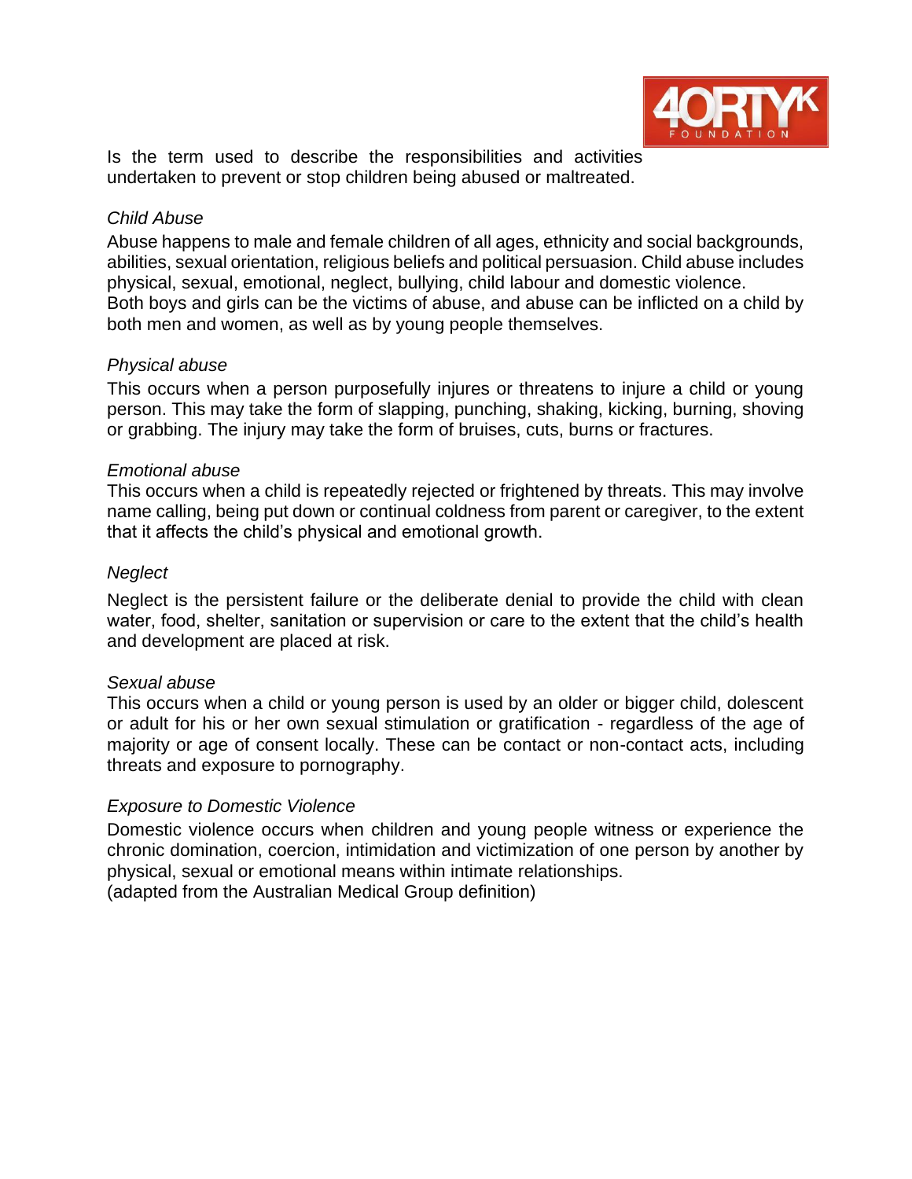Is the term used to describe the responsibilities and activities undertaken to prevent or stop children being abused or maltreated.

*Child Abuse*

Abuse happens to male and female children of all ages, ethnicity and social backgrounds, abilities, sexual orientation, religious beliefs and political persuasion. Child abuse includes physical, sexual, emotional, neglect, bullying, child labour and domestic violence.
Both boys and girls can be the victims of abuse, and abuse can be inflicted on a child by both men and women, as well as by young people themselves.

*Physical abuse*

This occurs when a person purposefully injures or threatens to injure a child or young person. This may take the form of slapping, punching, shaking, kicking, burning, shoving or grabbing. The injury may take the form of bruises, cuts, burns or fractures.

*Emotional abuse*

This occurs when a child is repeatedly rejected or frightened by threats. This may involve name calling, being put down or continual coldness from parent or caregiver, to the extent that it affects the child's physical and emotional growth.

*Neglect*

Neglect is the persistent failure or the deliberate denial to provide the child with clean water, food, shelter, sanitation or supervision or care to the extent that the child's health and development are placed at risk.

*Sexual abuse*

This occurs when a child or young person is used by an older or bigger child, dolescent or adult for his or her own sexual stimulation or gratification - regardless of the age of majority or age of consent locally. These can be contact or non-contact acts, including threats and exposure to pornography.

*Exposure to Domestic Violence*

Domestic violence occurs when children and young people witness or experience the chronic domination, coercion, intimidation and victimization of one person by another by physical, sexual or emotional means within intimate relationships.
(adapted from the Australian Medical Group definition)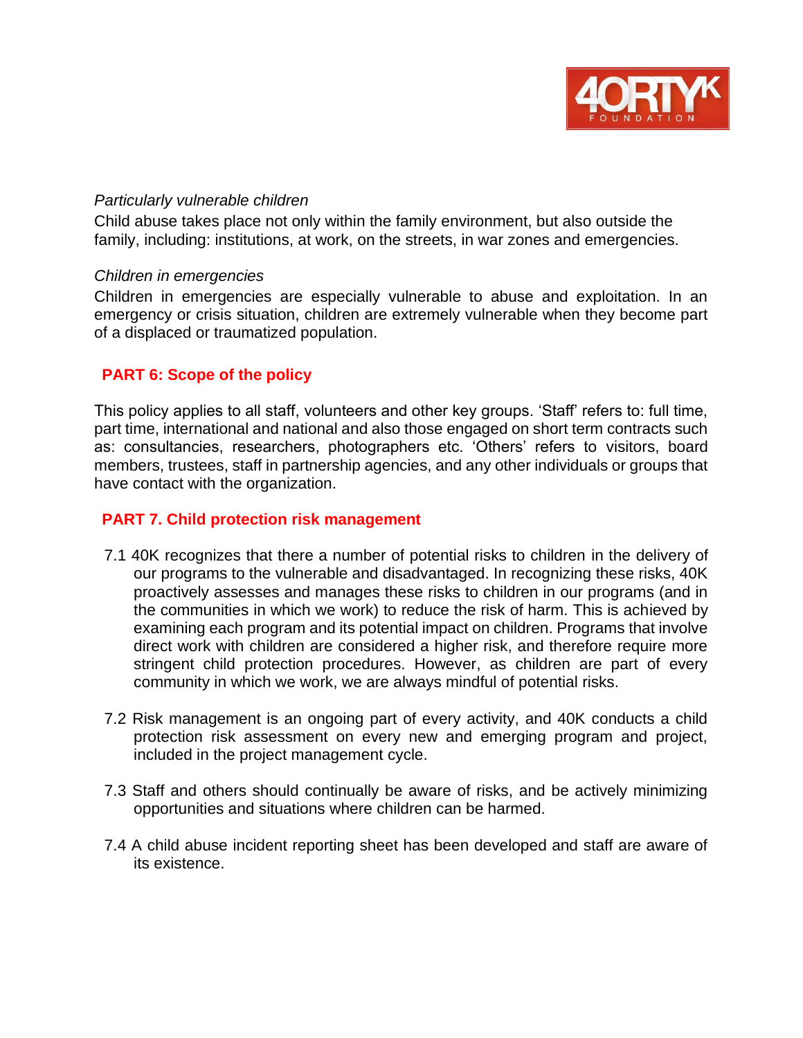*Particularly vulnerable children*

Child abuse takes place not only within the family environment, but also outside the family, including: institutions, at work, on the streets, in war zones and emergencies.

*Children in emergencies*

Children in emergencies are especially vulnerable to abuse and exploitation. In an emergency or crisis situation, children are extremely vulnerable when they become part of a displaced or traumatized population.

## PART 6: Scope of the policy

This policy applies to all staff, volunteers and other key groups. 'Staff' refers to: full time, part time, international and national and also those engaged on short term contracts such as: consultancies, researchers, photographers etc. 'Others' refers to visitors, board members, trustees, staff in partnership agencies, and any other individuals or groups that have contact with the organization.

## PART 7. Child protection risk management

7.1 40K recognizes that there a number of potential risks to children in the delivery of our programs to the vulnerable and disadvantaged. In recognizing these risks, 40K proactively assesses and manages these risks to children in our programs (and in the communities in which we work) to reduce the risk of harm. This is achieved by examining each program and its potential impact on children. Programs that involve direct work with children are considered a higher risk, and therefore require more stringent child protection procedures. However, as children are part of every community in which we work, we are always mindful of potential risks.

7.2 Risk management is an ongoing part of every activity, and 40K conducts a child protection risk assessment on every new and emerging program and project, included in the project management cycle.

7.3 Staff and others should continually be aware of risks, and be actively minimizing opportunities and situations where children can be harmed.

7.4 A child abuse incident reporting sheet has been developed and staff are aware of its existence.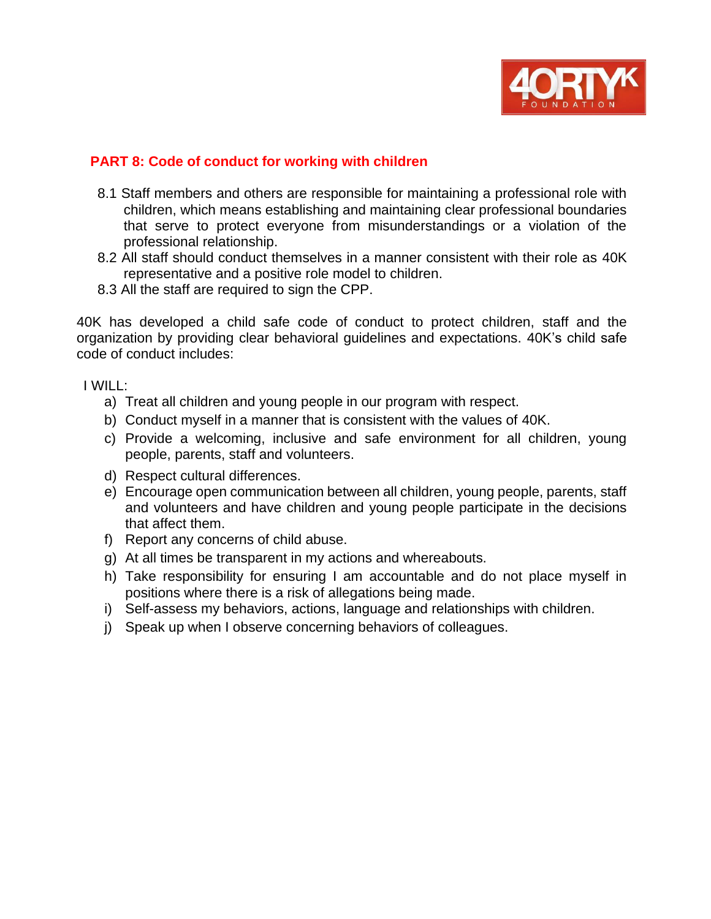## PART 8: Code of conduct for working with children

8.1 Staff members and others are responsible for maintaining a professional role with children, which means establishing and maintaining clear professional boundaries that serve to protect everyone from misunderstandings or a violation of the professional relationship.

8.2 All staff should conduct themselves in a manner consistent with their role as 40K representative and a positive role model to children.

8.3 All the staff are required to sign the CPP.

40K has developed a child safe code of conduct to protect children, staff and the organization by providing clear behavioral guidelines and expectations. 40K's child safe code of conduct includes:

I WILL:

a) Treat all children and young people in our program with respect.
b) Conduct myself in a manner that is consistent with the values of 40K.
c) Provide a welcoming, inclusive and safe environment for all children, young people, parents, staff and volunteers.
d) Respect cultural differences.
e) Encourage open communication between all children, young people, parents, staff and volunteers and have children and young people participate in the decisions that affect them.
f) Report any concerns of child abuse.
g) At all times be transparent in my actions and whereabouts.
h) Take responsibility for ensuring I am accountable and do not place myself in positions where there is a risk of allegations being made.
i) Self-assess my behaviors, actions, language and relationships with children.
j) Speak up when I observe concerning behaviors of colleagues.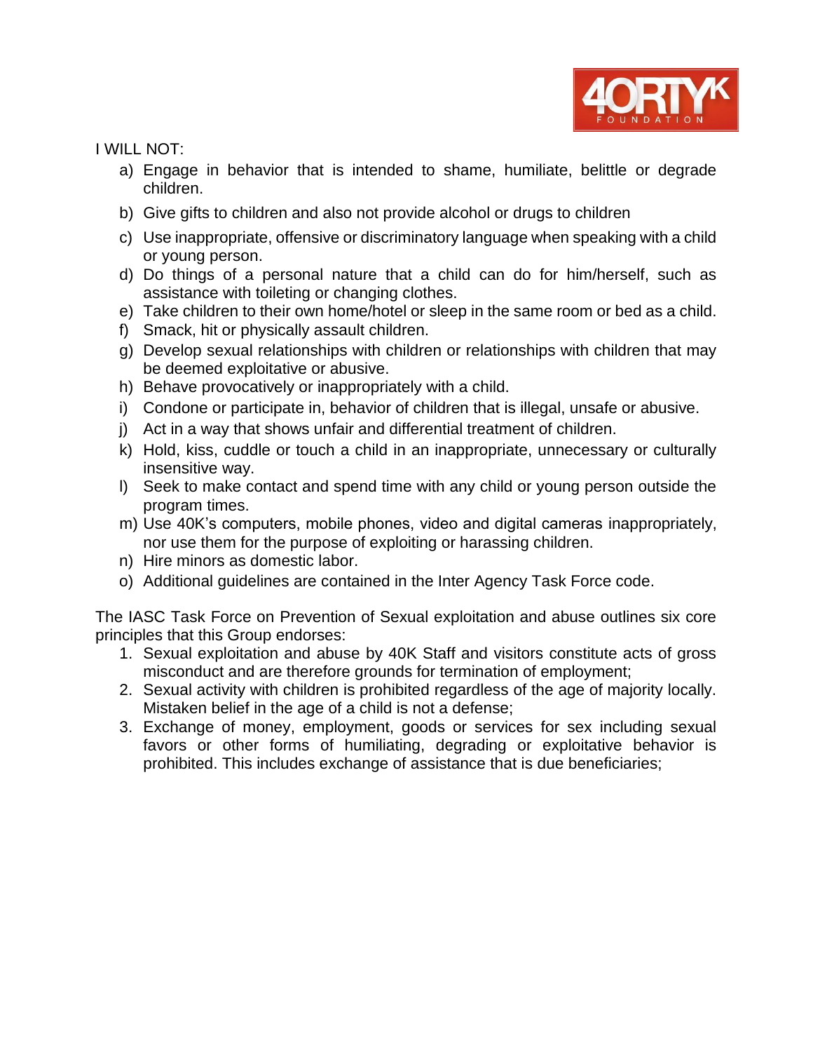I WILL NOT:

a) Engage in behavior that is intended to shame, humiliate, belittle or degrade children.
b) Give gifts to children and also not provide alcohol or drugs to children
c) Use inappropriate, offensive or discriminatory language when speaking with a child or young person.
d) Do things of a personal nature that a child can do for him/herself, such as assistance with toileting or changing clothes.
e) Take children to their own home/hotel or sleep in the same room or bed as a child.
f) Smack, hit or physically assault children.
g) Develop sexual relationships with children or relationships with children that may be deemed exploitative or abusive.
h) Behave provocatively or inappropriately with a child.
i) Condone or participate in, behavior of children that is illegal, unsafe or abusive.
j) Act in a way that shows unfair and differential treatment of children.
k) Hold, kiss, cuddle or touch a child in an inappropriate, unnecessary or culturally insensitive way.
l) Seek to make contact and spend time with any child or young person outside the program times.
m) Use 40K's computers, mobile phones, video and digital cameras inappropriately, nor use them for the purpose of exploiting or harassing children.
n) Hire minors as domestic labor.
o) Additional guidelines are contained in the Inter Agency Task Force code.

The IASC Task Force on Prevention of Sexual exploitation and abuse outlines six core principles that this Group endorses:

1. Sexual exploitation and abuse by 40K Staff and visitors constitute acts of gross misconduct and are therefore grounds for termination of employment;
2. Sexual activity with children is prohibited regardless of the age of majority locally. Mistaken belief in the age of a child is not a defense;
3. Exchange of money, employment, goods or services for sex including sexual favors or other forms of humiliating, degrading or exploitative behavior is prohibited. This includes exchange of assistance that is due beneficiaries;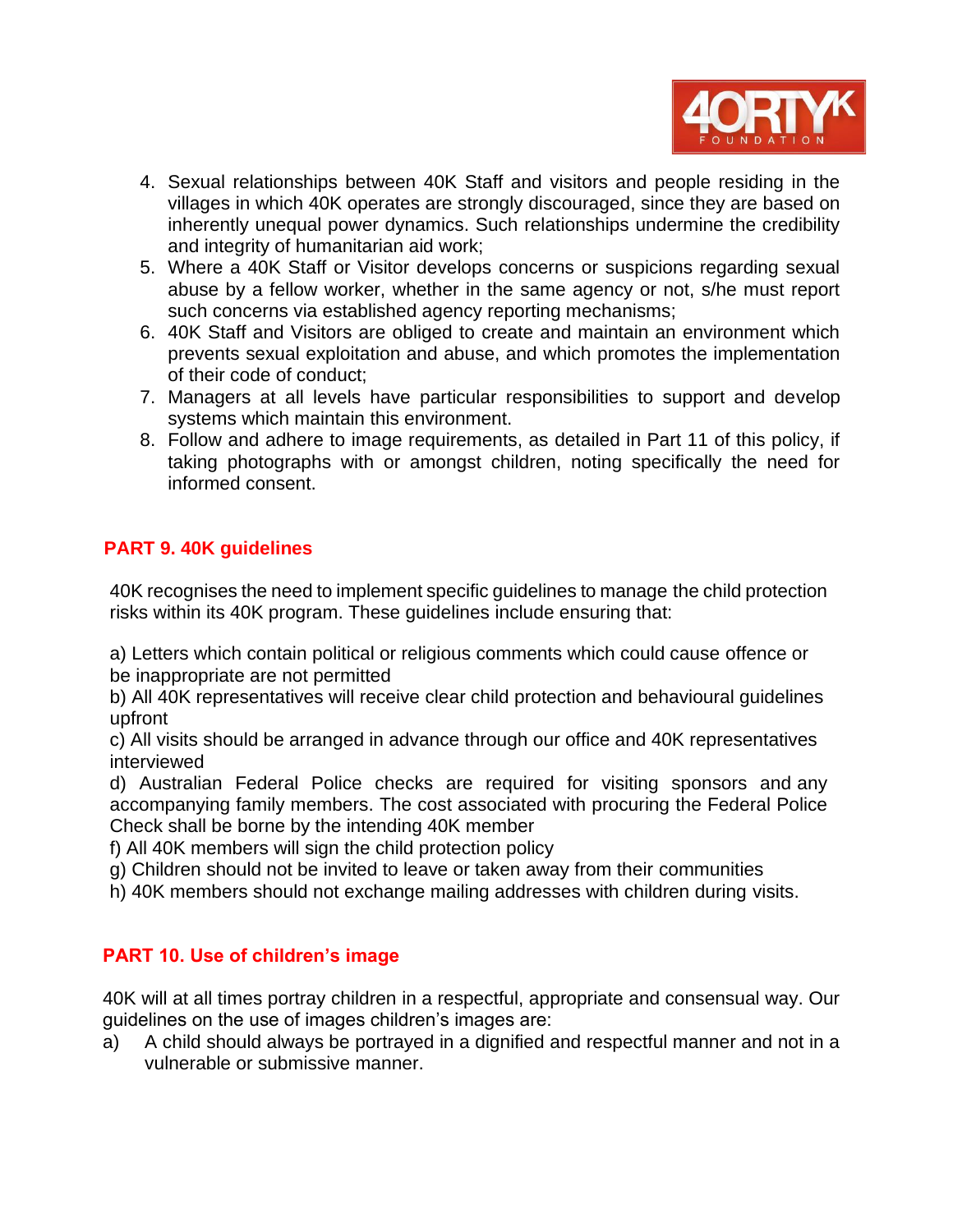4. Sexual relationships between 40K Staff and visitors and people residing in the villages in which 40K operates are strongly discouraged, since they are based on inherently unequal power dynamics. Such relationships undermine the credibility and integrity of humanitarian aid work;
5. Where a 40K Staff or Visitor develops concerns or suspicions regarding sexual abuse by a fellow worker, whether in the same agency or not, s/he must report such concerns via established agency reporting mechanisms;
6. 40K Staff and Visitors are obliged to create and maintain an environment which prevents sexual exploitation and abuse, and which promotes the implementation of their code of conduct;
7. Managers at all levels have particular responsibilities to support and develop systems which maintain this environment.
8. Follow and adhere to image requirements, as detailed in Part 11 of this policy, if taking photographs with or amongst children, noting specifically the need for informed consent.

## PART 9. 40K guidelines

40K recognises the need to implement specific guidelines to manage the child protection risks within its 40K program. These guidelines include ensuring that:

a) Letters which contain political or religious comments which could cause offence or be inappropriate are not permitted
b) All 40K representatives will receive clear child protection and behavioural guidelines upfront
c) All visits should be arranged in advance through our office and 40K representatives interviewed
d) Australian Federal Police checks are required for visiting sponsors and any accompanying family members. The cost associated with procuring the Federal Police Check shall be borne by the intending 40K member
f) All 40K members will sign the child protection policy
g) Children should not be invited to leave or taken away from their communities
h) 40K members should not exchange mailing addresses with children during visits.

## PART 10. Use of children's image

40K will at all times portray children in a respectful, appropriate and consensual way. Our guidelines on the use of images children's images are:

a) A child should always be portrayed in a dignified and respectful manner and not in a vulnerable or submissive manner.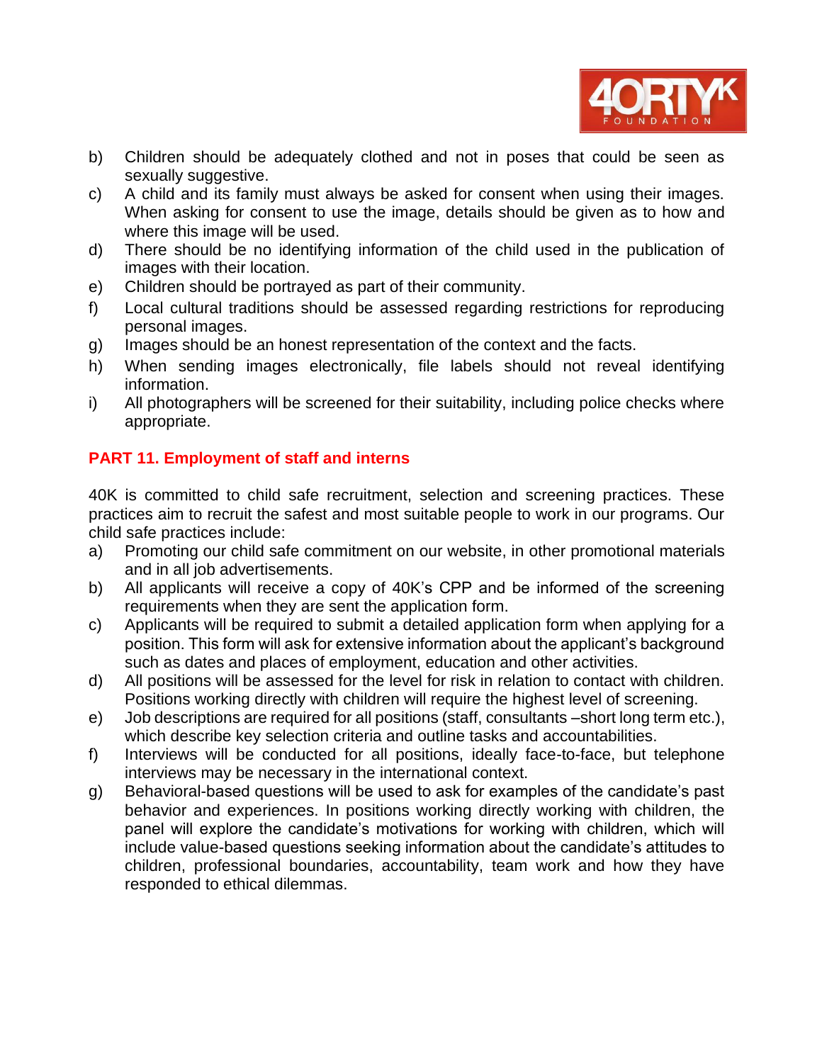b) Children should be adequately clothed and not in poses that could be seen as sexually suggestive.
c) A child and its family must always be asked for consent when using their images. When asking for consent to use the image, details should be given as to how and where this image will be used.
d) There should be no identifying information of the child used in the publication of images with their location.
e) Children should be portrayed as part of their community.
f) Local cultural traditions should be assessed regarding restrictions for reproducing personal images.
g) Images should be an honest representation of the context and the facts.
h) When sending images electronically, file labels should not reveal identifying information.
i) All photographers will be screened for their suitability, including police checks where appropriate.

## PART 11. Employment of staff and interns

40K is committed to child safe recruitment, selection and screening practices. These practices aim to recruit the safest and most suitable people to work in our programs. Our child safe practices include:

a) Promoting our child safe commitment on our website, in other promotional materials and in all job advertisements.
b) All applicants will receive a copy of 40K's CPP and be informed of the screening requirements when they are sent the application form.
c) Applicants will be required to submit a detailed application form when applying for a position. This form will ask for extensive information about the applicant's background such as dates and places of employment, education and other activities.
d) All positions will be assessed for the level for risk in relation to contact with children. Positions working directly with children will require the highest level of screening.
e) Job descriptions are required for all positions (staff, consultants –short long term etc.), which describe key selection criteria and outline tasks and accountabilities.
f) Interviews will be conducted for all positions, ideally face-to-face, but telephone interviews may be necessary in the international context.
g) Behavioral-based questions will be used to ask for examples of the candidate's past behavior and experiences. In positions working directly working with children, the panel will explore the candidate's motivations for working with children, which will include value-based questions seeking information about the candidate's attitudes to children, professional boundaries, accountability, team work and how they have responded to ethical dilemmas.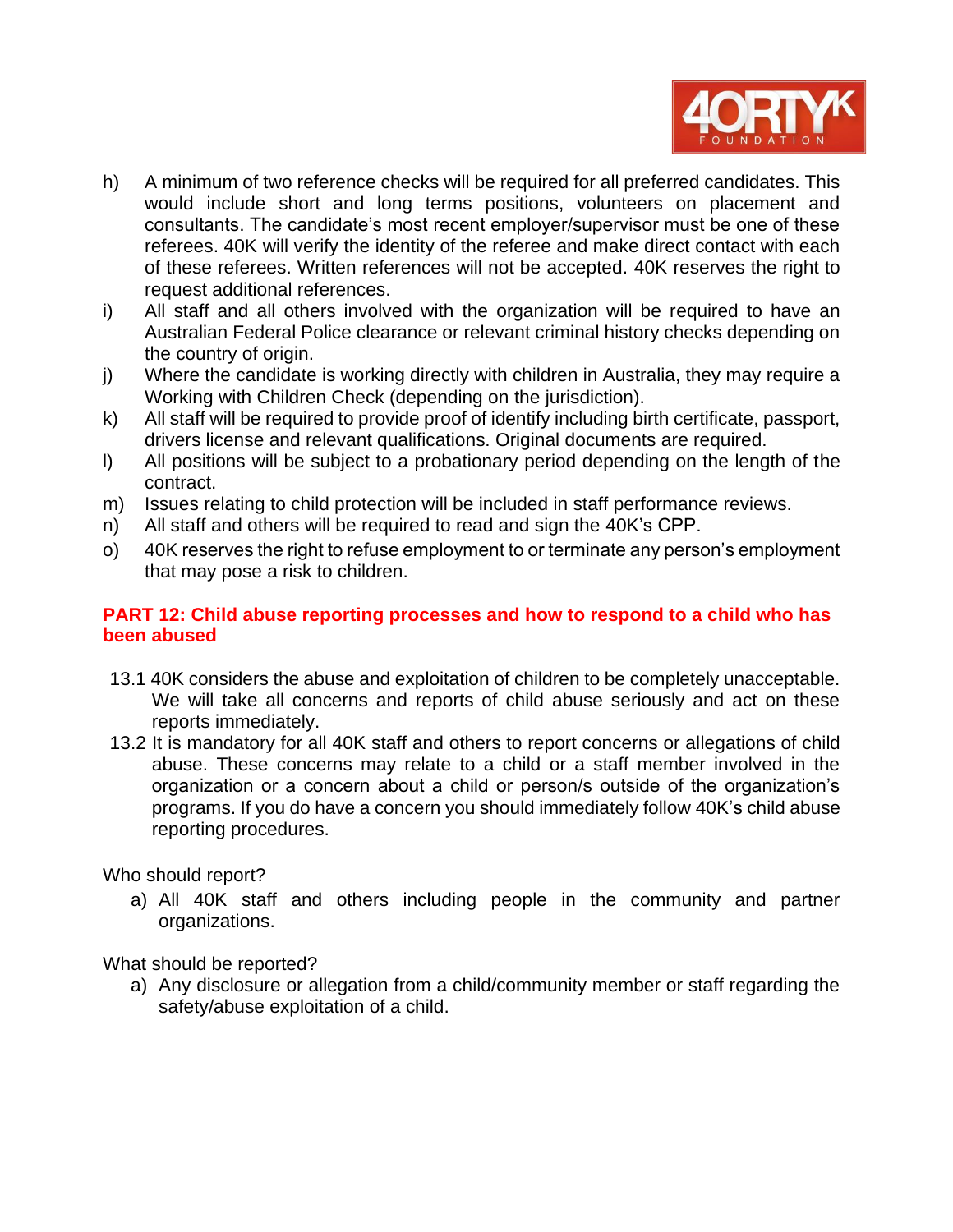h) A minimum of two reference checks will be required for all preferred candidates. This would include short and long terms positions, volunteers on placement and consultants. The candidate's most recent employer/supervisor must be one of these referees. 40K will verify the identity of the referee and make direct contact with each of these referees. Written references will not be accepted. 40K reserves the right to request additional references.

i) All staff and all others involved with the organization will be required to have an Australian Federal Police clearance or relevant criminal history checks depending on the country of origin.

j) Where the candidate is working directly with children in Australia, they may require a Working with Children Check (depending on the jurisdiction).

k) All staff will be required to provide proof of identify including birth certificate, passport, drivers license and relevant qualifications. Original documents are required.

l) All positions will be subject to a probationary period depending on the length of the contract.

m) Issues relating to child protection will be included in staff performance reviews.

n) All staff and others will be required to read and sign the 40K's CPP.

o) 40K reserves the right to refuse employment to or terminate any person's employment that may pose a risk to children.

## PART 12: Child abuse reporting processes and how to respond to a child who has been abused

13.1 40K considers the abuse and exploitation of children to be completely unacceptable. We will take all concerns and reports of child abuse seriously and act on these reports immediately.

13.2 It is mandatory for all 40K staff and others to report concerns or allegations of child abuse. These concerns may relate to a child or a staff member involved in the organization or a concern about a child or person/s outside of the organization's programs. If you do have a concern you should immediately follow 40K's child abuse reporting procedures.

Who should report?

a) All 40K staff and others including people in the community and partner organizations.

What should be reported?

a) Any disclosure or allegation from a child/community member or staff regarding the safety/abuse exploitation of a child.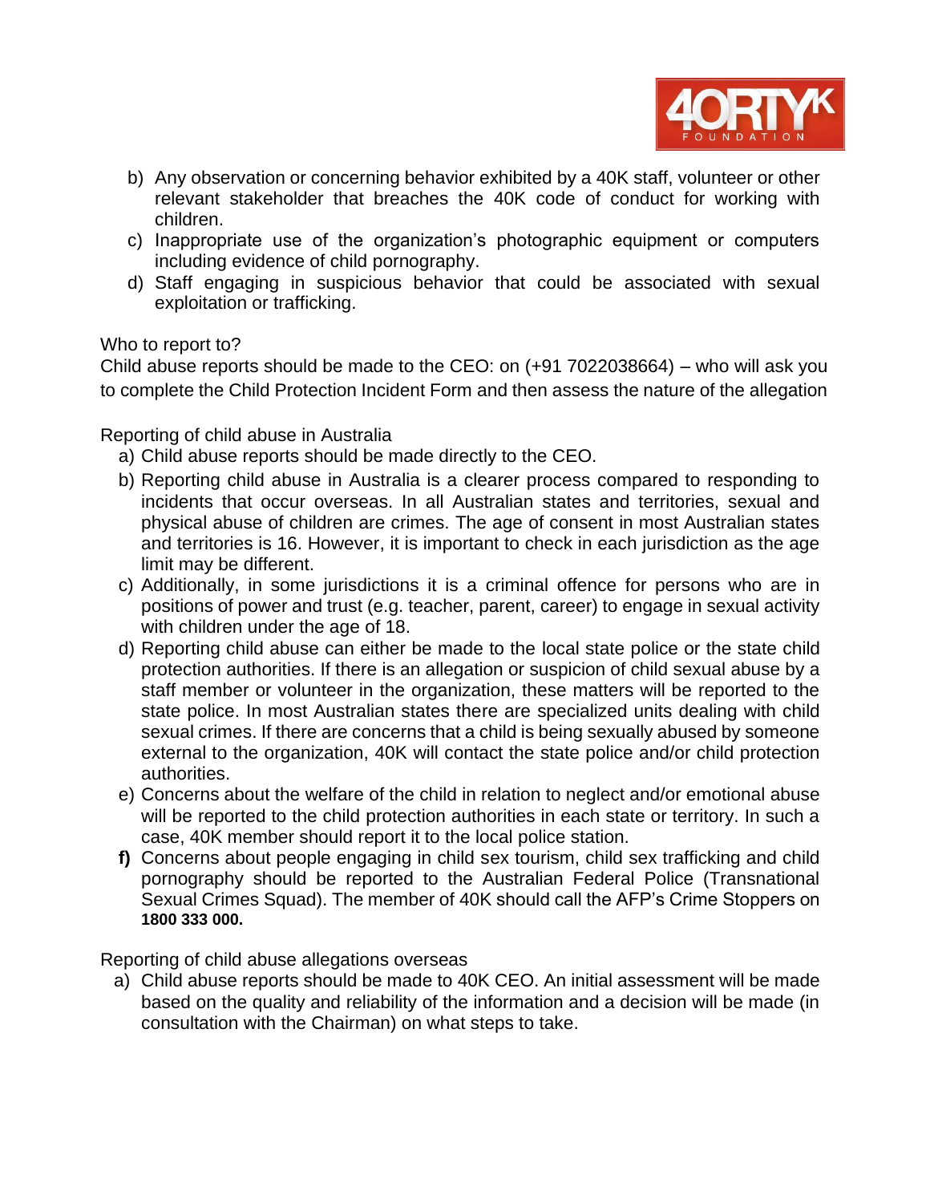b) Any observation or concerning behavior exhibited by a 40K staff, volunteer or other relevant stakeholder that breaches the 40K code of conduct for working with children.
c) Inappropriate use of the organization's photographic equipment or computers including evidence of child pornography.
d) Staff engaging in suspicious behavior that could be associated with sexual exploitation or trafficking.

Who to report to?

Child abuse reports should be made to the CEO: on (+91 7022038664) – who will ask you to complete the Child Protection Incident Form and then assess the nature of the allegation

Reporting of child abuse in Australia

a) Child abuse reports should be made directly to the CEO.
b) Reporting child abuse in Australia is a clearer process compared to responding to incidents that occur overseas. In all Australian states and territories, sexual and physical abuse of children are crimes. The age of consent in most Australian states and territories is 16. However, it is important to check in each jurisdiction as the age limit may be different.
c) Additionally, in some jurisdictions it is a criminal offence for persons who are in positions of power and trust (e.g. teacher, parent, career) to engage in sexual activity with children under the age of 18.
d) Reporting child abuse can either be made to the local state police or the state child protection authorities. If there is an allegation or suspicion of child sexual abuse by a staff member or volunteer in the organization, these matters will be reported to the state police. In most Australian states there are specialized units dealing with child sexual crimes. If there are concerns that a child is being sexually abused by someone external to the organization, 40K will contact the state police and/or child protection authorities.
e) Concerns about the welfare of the child in relation to neglect and/or emotional abuse will be reported to the child protection authorities in each state or territory. In such a case, 40K member should report it to the local police station.

**f)** Concerns about people engaging in child sex tourism, child sex trafficking and child pornography should be reported to the Australian Federal Police (Transnational Sexual Crimes Squad). The member of 40K should call the AFP's Crime Stoppers on **1800 333 000.**

Reporting of child abuse allegations overseas

a) Child abuse reports should be made to 40K CEO. An initial assessment will be made based on the quality and reliability of the information and a decision will be made (in consultation with the Chairman) on what steps to take.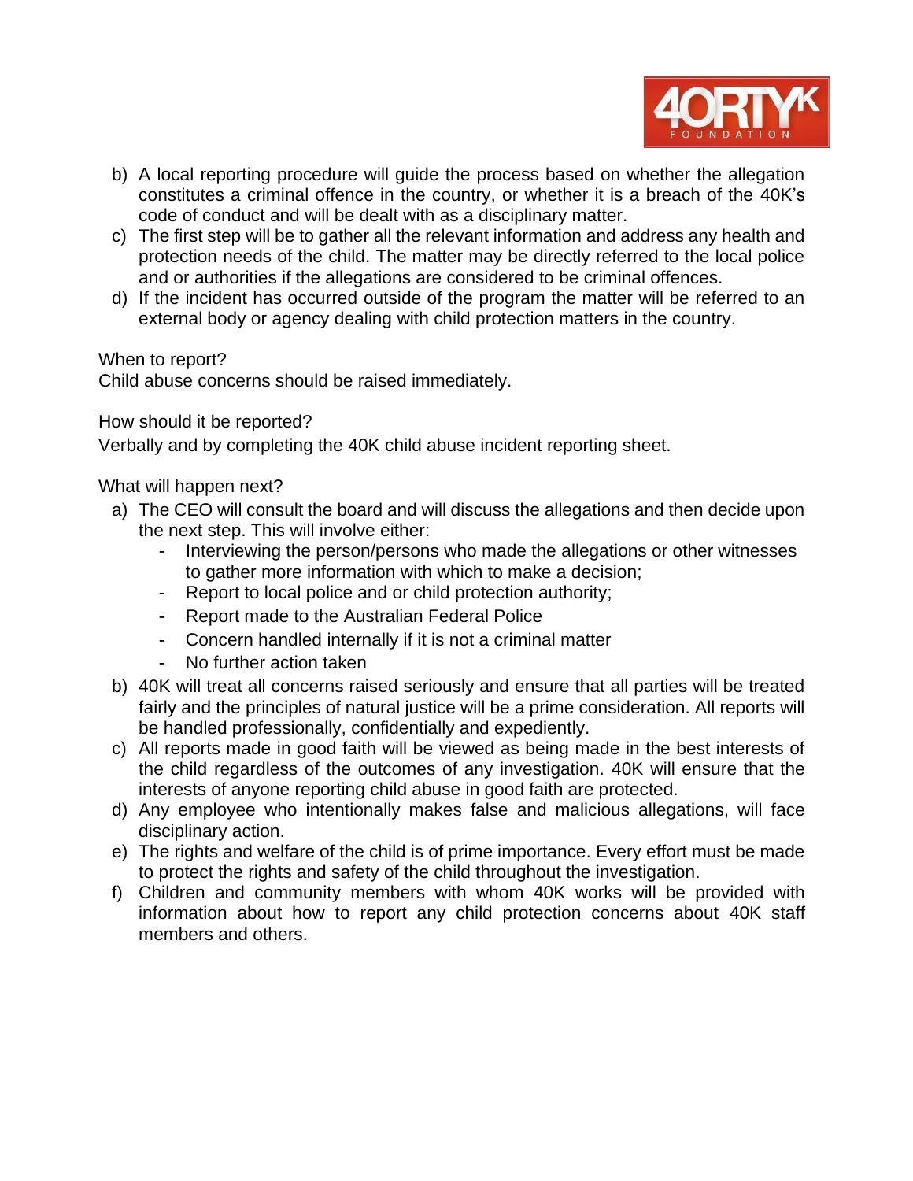b) A local reporting procedure will guide the process based on whether the allegation constitutes a criminal offence in the country, or whether it is a breach of the 40K's code of conduct and will be dealt with as a disciplinary matter.
c) The first step will be to gather all the relevant information and address any health and protection needs of the child. The matter may be directly referred to the local police and or authorities if the allegations are considered to be criminal offences.
d) If the incident has occurred outside of the program the matter will be referred to an external body or agency dealing with child protection matters in the country.

When to report?
Child abuse concerns should be raised immediately.

How should it be reported?
Verbally and by completing the 40K child abuse incident reporting sheet.

What will happen next?

a) The CEO will consult the board and will discuss the allegations and then decide upon the next step. This will involve either:
    - Interviewing the person/persons who made the allegations or other witnesses to gather more information with which to make a decision;
    - Report to local police and or child protection authority;
    - Report made to the Australian Federal Police
    - Concern handled internally if it is not a criminal matter
    - No further action taken
b) 40K will treat all concerns raised seriously and ensure that all parties will be treated fairly and the principles of natural justice will be a prime consideration. All reports will be handled professionally, confidentially and expediently.
c) All reports made in good faith will be viewed as being made in the best interests of the child regardless of the outcomes of any investigation. 40K will ensure that the interests of anyone reporting child abuse in good faith are protected.
d) Any employee who intentionally makes false and malicious allegations, will face disciplinary action.
e) The rights and welfare of the child is of prime importance. Every effort must be made to protect the rights and safety of the child throughout the investigation.
f) Children and community members with whom 40K works will be provided with information about how to report any child protection concerns about 40K staff members and others.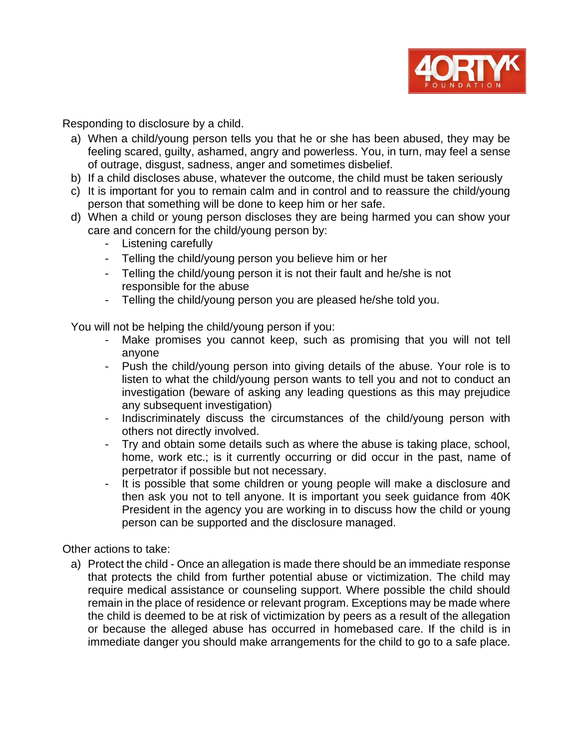Responding to disclosure by a child.

a) When a child/young person tells you that he or she has been abused, they may be feeling scared, guilty, ashamed, angry and powerless. You, in turn, may feel a sense of outrage, disgust, sadness, anger and sometimes disbelief.
b) If a child discloses abuse, whatever the outcome, the child must be taken seriously
c) It is important for you to remain calm and in control and to reassure the child/young person that something will be done to keep him or her safe.
d) When a child or young person discloses they are being harmed you can show your care and concern for the child/young person by:
   - Listening carefully
   - Telling the child/young person you believe him or her
   - Telling the child/young person it is not their fault and he/she is not responsible for the abuse
   - Telling the child/young person you are pleased he/she told you.

You will not be helping the child/young person if you:

- Make promises you cannot keep, such as promising that you will not tell anyone
- Push the child/young person into giving details of the abuse. Your role is to listen to what the child/young person wants to tell you and not to conduct an investigation (beware of asking any leading questions as this may prejudice any subsequent investigation)
- Indiscriminately discuss the circumstances of the child/young person with others not directly involved.
- Try and obtain some details such as where the abuse is taking place, school, home, work etc.; is it currently occurring or did occur in the past, name of perpetrator if possible but not necessary.
- It is possible that some children or young people will make a disclosure and then ask you not to tell anyone. It is important you seek guidance from 40K President in the agency you are working in to discuss how the child or young person can be supported and the disclosure managed.

Other actions to take:

a) Protect the child - Once an allegation is made there should be an immediate response that protects the child from further potential abuse or victimization. The child may require medical assistance or counseling support. Where possible the child should remain in the place of residence or relevant program. Exceptions may be made where the child is deemed to be at risk of victimization by peers as a result of the allegation or because the alleged abuse has occurred in homebased care. If the child is in immediate danger you should make arrangements for the child to go to a safe place.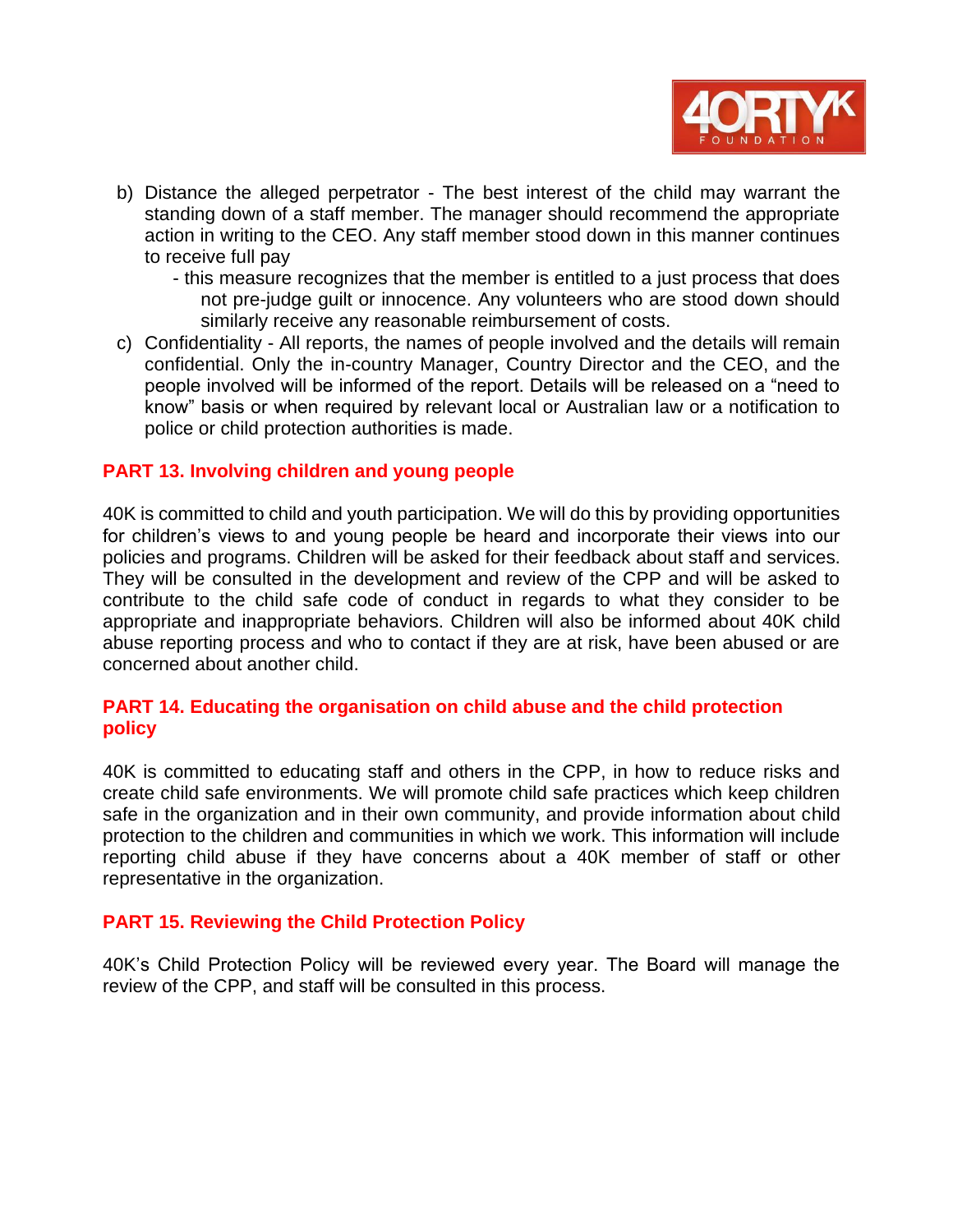b) Distance the alleged perpetrator - The best interest of the child may warrant the standing down of a staff member. The manager should recommend the appropriate action in writing to the CEO. Any staff member stood down in this manner continues to receive full pay
   - this measure recognizes that the member is entitled to a just process that does not pre-judge guilt or innocence. Any volunteers who are stood down should similarly receive any reasonable reimbursement of costs.
c) Confidentiality - All reports, the names of people involved and the details will remain confidential. Only the in-country Manager, Country Director and the CEO, and the people involved will be informed of the report. Details will be released on a "need to know" basis or when required by relevant local or Australian law or a notification to police or child protection authorities is made.

## PART 13. Involving children and young people

40K is committed to child and youth participation. We will do this by providing opportunities for children's views to and young people be heard and incorporate their views into our policies and programs. Children will be asked for their feedback about staff and services. They will be consulted in the development and review of the CPP and will be asked to contribute to the child safe code of conduct in regards to what they consider to be appropriate and inappropriate behaviors. Children will also be informed about 40K child abuse reporting process and who to contact if they are at risk, have been abused or are concerned about another child.

## PART 14. Educating the organisation on child abuse and the child protection policy

40K is committed to educating staff and others in the CPP, in how to reduce risks and create child safe environments. We will promote child safe practices which keep children safe in the organization and in their own community, and provide information about child protection to the children and communities in which we work. This information will include reporting child abuse if they have concerns about a 40K member of staff or other representative in the organization.

## PART 15. Reviewing the Child Protection Policy

40K's Child Protection Policy will be reviewed every year. The Board will manage the review of the CPP, and staff will be consulted in this process.